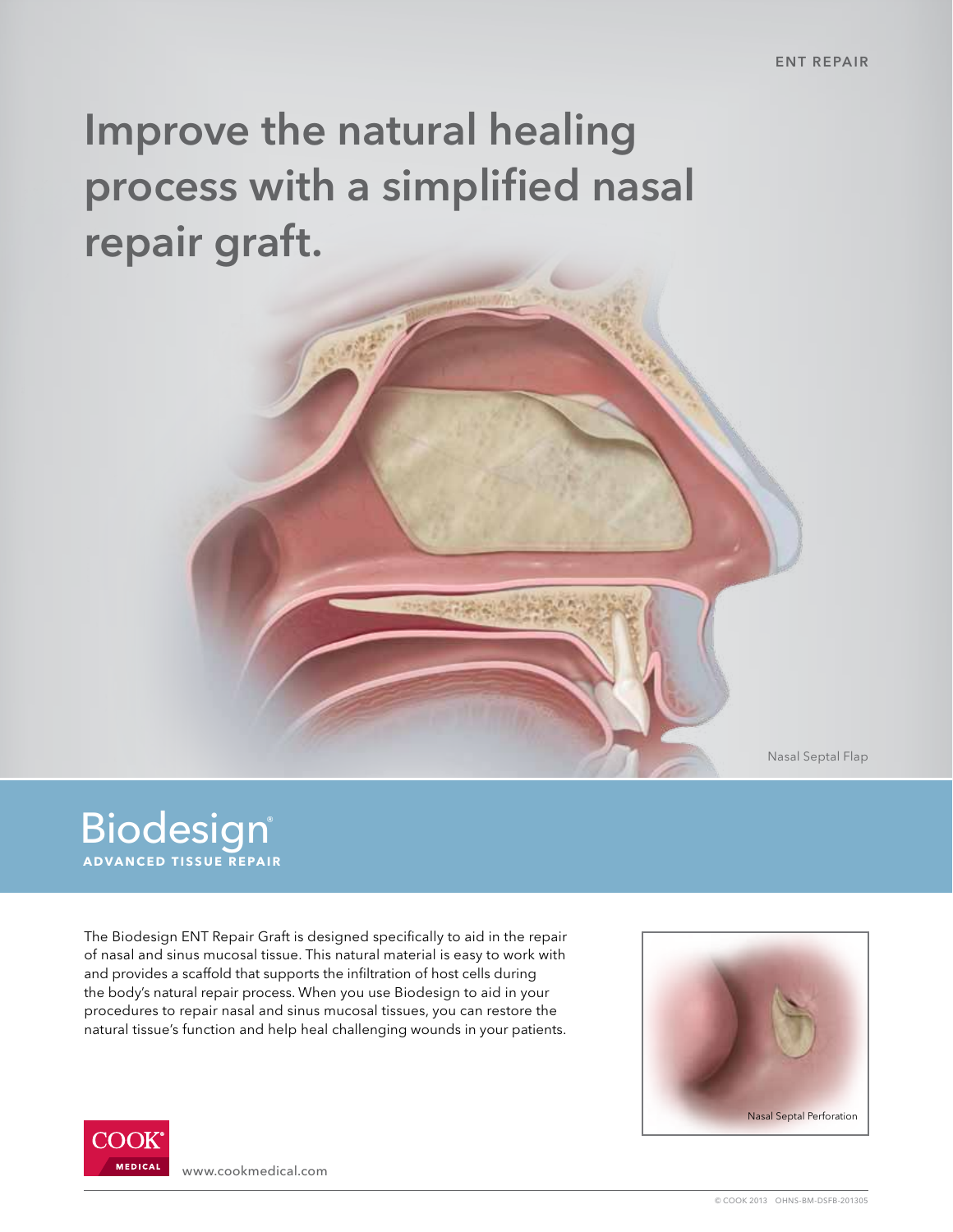ENT REPAIR

# Improve the natural healing process with a simplified nasal repair graft.

Nasal Septal Flap

## Biodesign®

**ADVANCED TISSUE REPAIR**

The Biodesign ENT Repair Graft is designed specifically to aid in the repair of nasal and sinus mucosal tissue. This natural material is easy to work with and provides a scaffold that supports the infiltration of host cells during the body's natural repair process. When you use Biodesign to aid in your procedures to repair nasal and sinus mucosal tissues, you can restore the natural tissue's function and help heal challenging wounds in your patients.

Nasal Septal Perforation

COOK® MEDICAL

www.cookmedical.com

© COOK 2013 OHNS-BM-DSFB-201305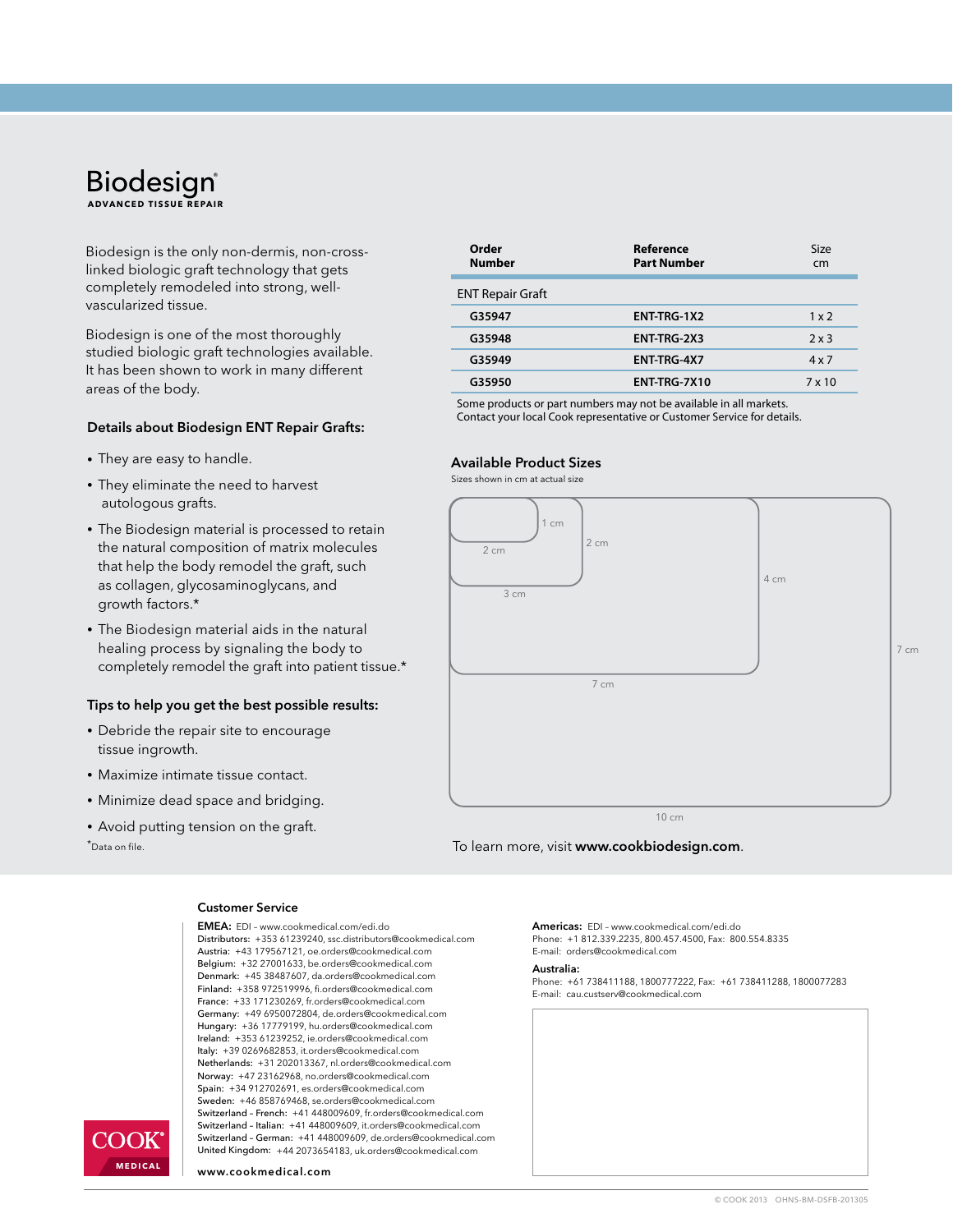# Biodesign®

**ADVANCED TISSUE REPAIR**

Biodesign is the only non-dermis, non-cross-linked biologic graft technology that gets completely remodeled into strong, well-vascularized tissue.

Biodesign is one of the most thoroughly studied biologic graft technologies available. It has been shown to work in many different areas of the body.

### Details about Biodesign ENT Repair Grafts:

- They are easy to handle.
- They eliminate the need to harvest autologous grafts.
- The Biodesign material is processed to retain the natural composition of matrix molecules that help the body remodel the graft, such as collagen, glycosaminoglycans, and growth factors.*
- The Biodesign material aids in the natural healing process by signaling the body to completely remodel the graft into patient tissue.*

### Tips to help you get the best possible results:

- Debride the repair site to encourage tissue ingrowth.
- Maximize intimate tissue contact.
- Minimize dead space and bridging.
- Avoid putting tension on the graft.

*Data on file.

| Order Number | Reference Part Number | Size cm |
|---|---|---|
| **ENT Repair Graft** | | |
| G35947 | ENT-TRG-1X2 | 1 x 2 |
| G35948 | ENT-TRG-2X3 | 2 x 3 |
| G35949 | ENT-TRG-4X7 | 4 x 7 |
| G35950 | ENT-TRG-7X10 | 7 x 10 |

Some products or part numbers may not be available in all markets.
Contact your local Cook representative or Customer Service for details.

### Available Product Sizes

Sizes shown in cm at actual size

1 cm
2 cm
2 cm
3 cm
4 cm
7 cm
7 cm
10 cm

To learn more, visit **www.cookbiodesign.com**.

### Customer Service

**EMEA:** EDI – www.cookmedical.com/edi.do
**Distributors:** +353 61239240, ssc.distributors@cookmedical.com
**Austria:** +43 179567121, oe.orders@cookmedical.com
**Belgium:** +32 27001633, be.orders@cookmedical.com
**Denmark:** +45 38487607, da.orders@cookmedical.com
**Finland:** +358 972519996, fi.orders@cookmedical.com
**France:** +33 171230269, fr.orders@cookmedical.com
**Germany:** +49 6950072804, de.orders@cookmedical.com
**Hungary:** +36 17779199, hu.orders@cookmedical.com
**Ireland:** +353 61239252, ie.orders@cookmedical.com
**Italy:** +39 0269682853, it.orders@cookmedical.com
**Netherlands:** +31 202013367, nl.orders@cookmedical.com
**Norway:** +47 23162968, no.orders@cookmedical.com
**Spain:** +34 912702691, es.orders@cookmedical.com
**Sweden:** +46 858769468, se.orders@cookmedical.com
**Switzerland – French:** +41 448009609, fr.orders@cookmedical.com
**Switzerland – Italian:** +41 448009609, it.orders@cookmedical.com
**Switzerland – German:** +41 448009609, de.orders@cookmedical.com
**United Kingdom:** +44 2073654183, uk.orders@cookmedical.com

**Americas:** EDI – www.cookmedical.com/edi.do
Phone: +1 812.339.2235, 800.457.4500, Fax: 800.554.8335
E-mail: orders@cookmedical.com

**Australia:**
Phone: +61 738411188, 1800777222, Fax: +61 738411288, 1800077283
E-mail: cau.custserv@cookmedical.com

COOK® MEDICAL

**www.cookmedical.com**

© COOK 2013 OHNS-BM-DSFB-201305